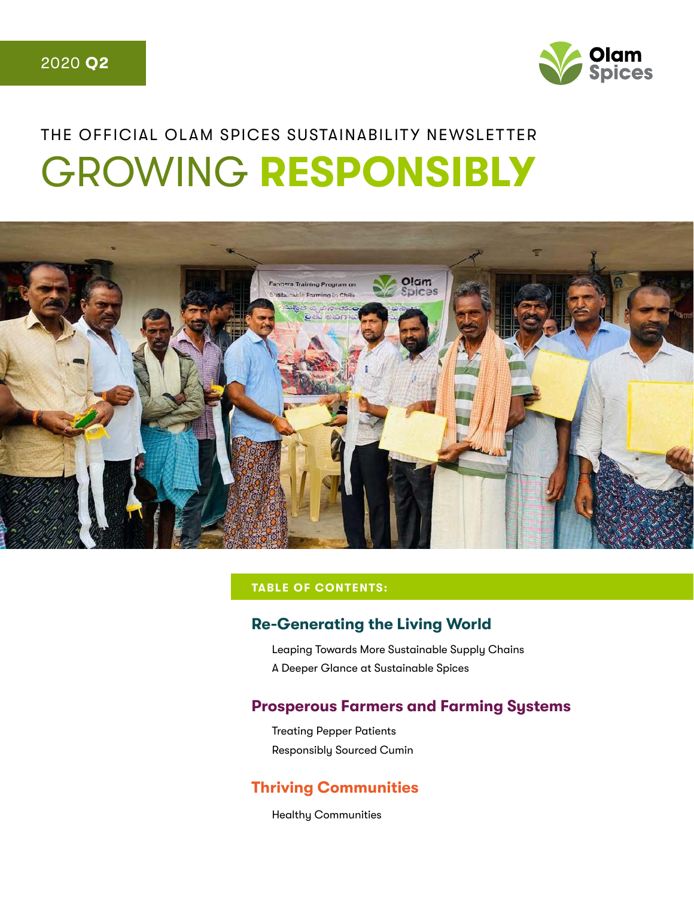2020 **Q2**

Olam Spices

THE OFFICIAL OLAM SPICES SUSTAINABILITY NEWSLETTER

# GROWING **RESPONSIBLY**

**TABLE OF CONTENTS:**

### Re-Generating the Living World

- Leaping Towards More Sustainable Supply Chains
- A Deeper Glance at Sustainable Spices

### Prosperous Farmers and Farming Systems

- Treating Pepper Patients
- Responsibly Sourced Cumin

### Thriving Communities

- Healthy Communities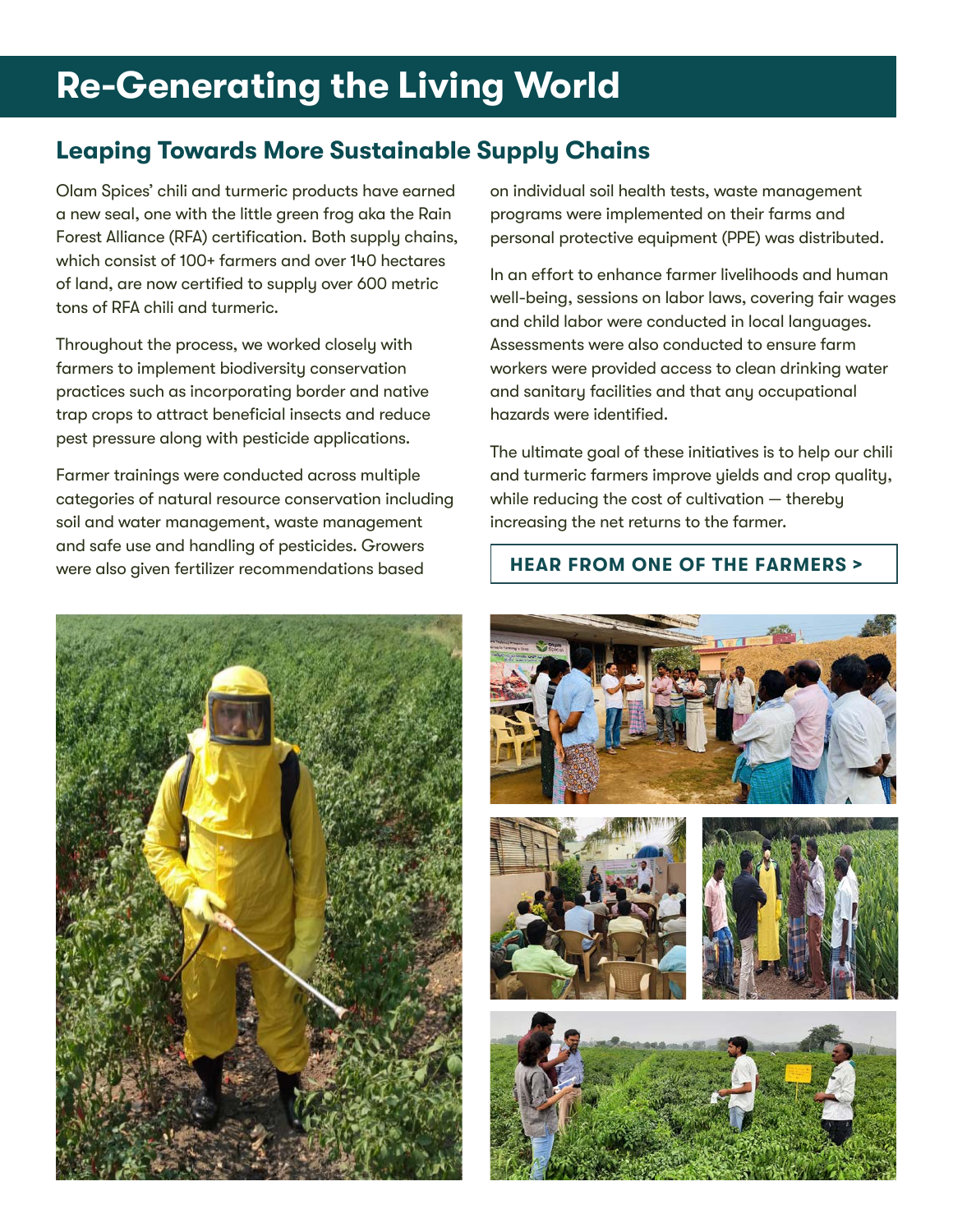# Re-Generating the Living World

## Leaping Towards More Sustainable Supply Chains

Olam Spices' chili and turmeric products have earned a new seal, one with the little green frog aka the Rain Forest Alliance (RFA) certification. Both supply chains, which consist of 100+ farmers and over 140 hectares of land, are now certified to supply over 600 metric tons of RFA chili and turmeric.

Throughout the process, we worked closely with farmers to implement biodiversity conservation practices such as incorporating border and native trap crops to attract beneficial insects and reduce pest pressure along with pesticide applications.

Farmer trainings were conducted across multiple categories of natural resource conservation including soil and water management, waste management and safe use and handling of pesticides. Growers were also given fertilizer recommendations based on individual soil health tests, waste management programs were implemented on their farms and personal protective equipment (PPE) was distributed.

In an effort to enhance farmer livelihoods and human well-being, sessions on labor laws, covering fair wages and child labor were conducted in local languages. Assessments were also conducted to ensure farm workers were provided access to clean drinking water and sanitary facilities and that any occupational hazards were identified.

The ultimate goal of these initiatives is to help our chili and turmeric farmers improve yields and crop quality, while reducing the cost of cultivation — thereby increasing the net returns to the farmer.

**HEAR FROM ONE OF THE FARMERS >**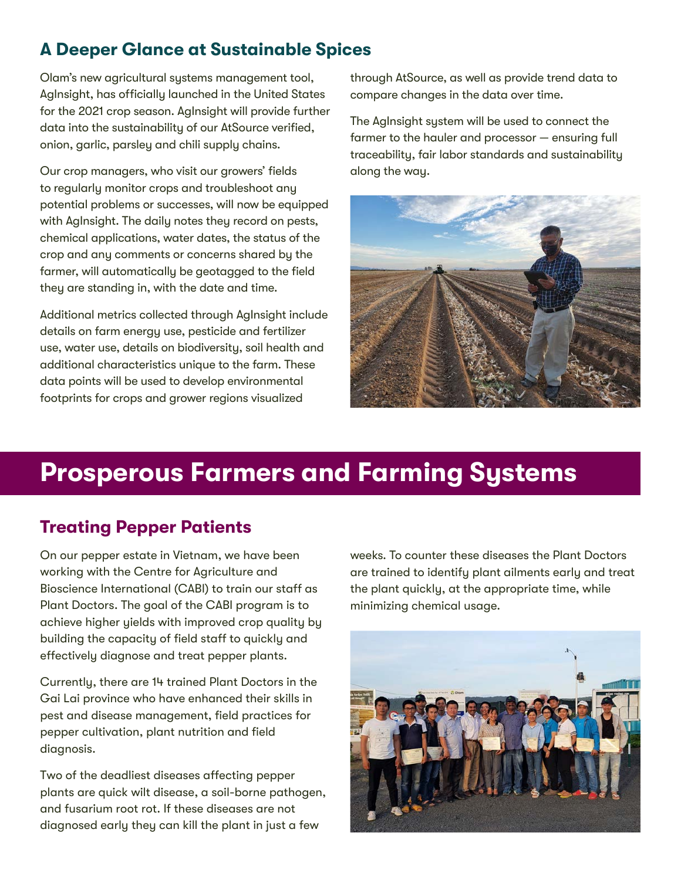## A Deeper Glance at Sustainable Spices

Olam's new agricultural systems management tool, AgInsight, has officially launched in the United States for the 2021 crop season. AgInsight will provide further data into the sustainability of our AtSource verified, onion, garlic, parsley and chili supply chains.

Our crop managers, who visit our growers' fields to regularly monitor crops and troubleshoot any potential problems or successes, will now be equipped with AgInsight. The daily notes they record on pests, chemical applications, water dates, the status of the crop and any comments or concerns shared by the farmer, will automatically be geotagged to the field they are standing in, with the date and time.

Additional metrics collected through AgInsight include details on farm energy use, pesticide and fertilizer use, water use, details on biodiversity, soil health and additional characteristics unique to the farm. These data points will be used to develop environmental footprints for crops and grower regions visualized through AtSource, as well as provide trend data to compare changes in the data over time.

The AgInsight system will be used to connect the farmer to the hauler and processor — ensuring full traceability, fair labor standards and sustainability along the way.

# Prosperous Farmers and Farming Systems

## Treating Pepper Patients

On our pepper estate in Vietnam, we have been working with the Centre for Agriculture and Bioscience International (CABI) to train our staff as Plant Doctors. The goal of the CABI program is to achieve higher yields with improved crop quality by building the capacity of field staff to quickly and effectively diagnose and treat pepper plants.

Currently, there are 14 trained Plant Doctors in the Gai Lai province who have enhanced their skills in pest and disease management, field practices for pepper cultivation, plant nutrition and field diagnosis.

Two of the deadliest diseases affecting pepper plants are quick wilt disease, a soil-borne pathogen, and fusarium root rot. If these diseases are not diagnosed early they can kill the plant in just a few weeks. To counter these diseases the Plant Doctors are trained to identify plant ailments early and treat the plant quickly, at the appropriate time, while minimizing chemical usage.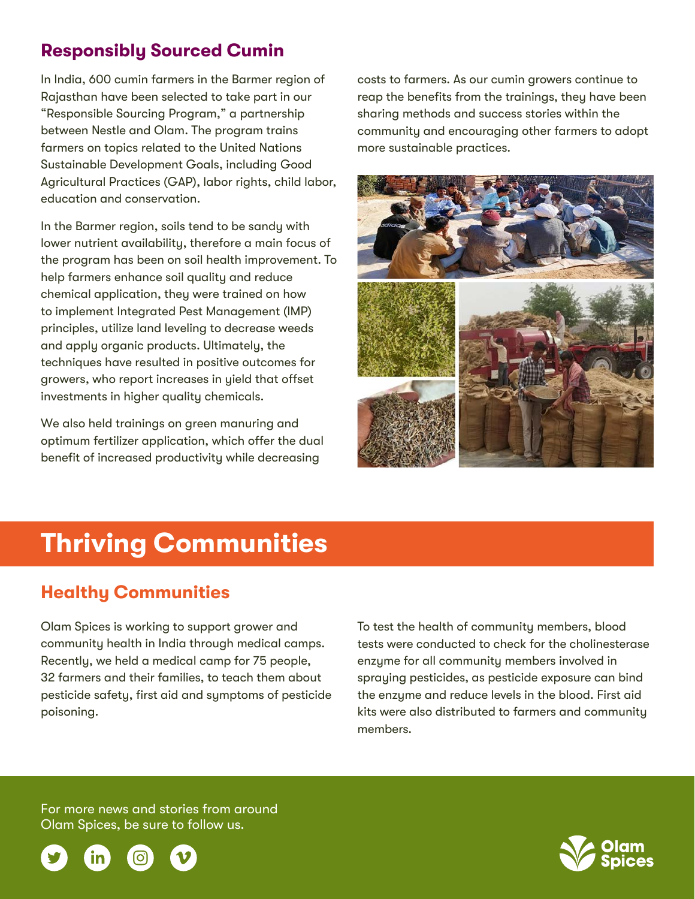## Responsibly Sourced Cumin

In India, 600 cumin farmers in the Barmer region of Rajasthan have been selected to take part in our "Responsible Sourcing Program," a partnership between Nestle and Olam. The program trains farmers on topics related to the United Nations Sustainable Development Goals, including Good Agricultural Practices (GAP), labor rights, child labor, education and conservation.

In the Barmer region, soils tend to be sandy with lower nutrient availability, therefore a main focus of the program has been on soil health improvement. To help farmers enhance soil quality and reduce chemical application, they were trained on how to implement Integrated Pest Management (IMP) principles, utilize land leveling to decrease weeds and apply organic products. Ultimately, the techniques have resulted in positive outcomes for growers, who report increases in yield that offset investments in higher quality chemicals.

We also held trainings on green manuring and optimum fertilizer application, which offer the dual benefit of increased productivity while decreasing costs to farmers. As our cumin growers continue to reap the benefits from the trainings, they have been sharing methods and success stories within the community and encouraging other farmers to adopt more sustainable practices.

# Thriving Communities

## Healthy Communities

Olam Spices is working to support grower and community health in India through medical camps. Recently, we held a medical camp for 75 people, 32 farmers and their families, to teach them about pesticide safety, first aid and symptoms of pesticide poisoning.

To test the health of community members, blood tests were conducted to check for the cholinesterase enzyme for all community members involved in spraying pesticides, as pesticide exposure can bind the enzyme and reduce levels in the blood. First aid kits were also distributed to farmers and community members.

For more news and stories from around Olam Spices, be sure to follow us.